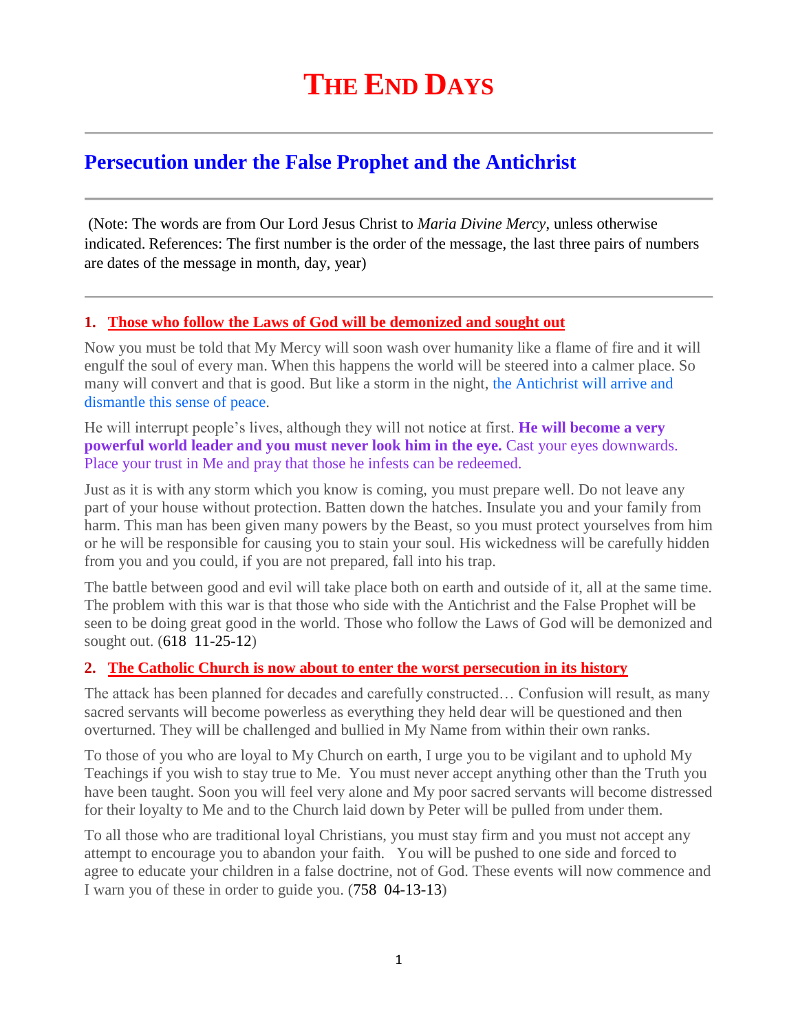# The End Days

## Persecution under the False Prophet and the Antichrist

(Note: The words are from Our Lord Jesus Christ to *Maria Divine Mercy*, unless otherwise indicated. References: The first number is the order of the message, the last three pairs of numbers are dates of the message in month, day, year)

### 1. Those who follow the Laws of God will be demonized and sought out

Now you must be told that My Mercy will soon wash over humanity like a flame of fire and it will engulf the soul of every man. When this happens the world will be steered into a calmer place. So many will convert and that is good. But like a storm in the night, the Antichrist will arrive and dismantle this sense of peace.

He will interrupt people's lives, although they will not notice at first. **He will become a very powerful world leader and you must never look him in the eye.** Cast your eyes downwards. Place your trust in Me and pray that those he infests can be redeemed.

Just as it is with any storm which you know is coming, you must prepare well. Do not leave any part of your house without protection. Batten down the hatches. Insulate you and your family from harm. This man has been given many powers by the Beast, so you must protect yourselves from him or he will be responsible for causing you to stain your soul. His wickedness will be carefully hidden from you and you could, if you are not prepared, fall into his trap.

The battle between good and evil will take place both on earth and outside of it, all at the same time. The problem with this war is that those who side with the Antichrist and the False Prophet will be seen to be doing great good in the world. Those who follow the Laws of God will be demonized and sought out. (618 11-25-12)

### 2. The Catholic Church is now about to enter the worst persecution in its history

The attack has been planned for decades and carefully constructed… Confusion will result, as many sacred servants will become powerless as everything they held dear will be questioned and then overturned. They will be challenged and bullied in My Name from within their own ranks.

To those of you who are loyal to My Church on earth, I urge you to be vigilant and to uphold My Teachings if you wish to stay true to Me. You must never accept anything other than the Truth you have been taught. Soon you will feel very alone and My poor sacred servants will become distressed for their loyalty to Me and to the Church laid down by Peter will be pulled from under them.

To all those who are traditional loyal Christians, you must stay firm and you must not accept any attempt to encourage you to abandon your faith. You will be pushed to one side and forced to agree to educate your children in a false doctrine, not of God. These events will now commence and I warn you of these in order to guide you. (758 04-13-13)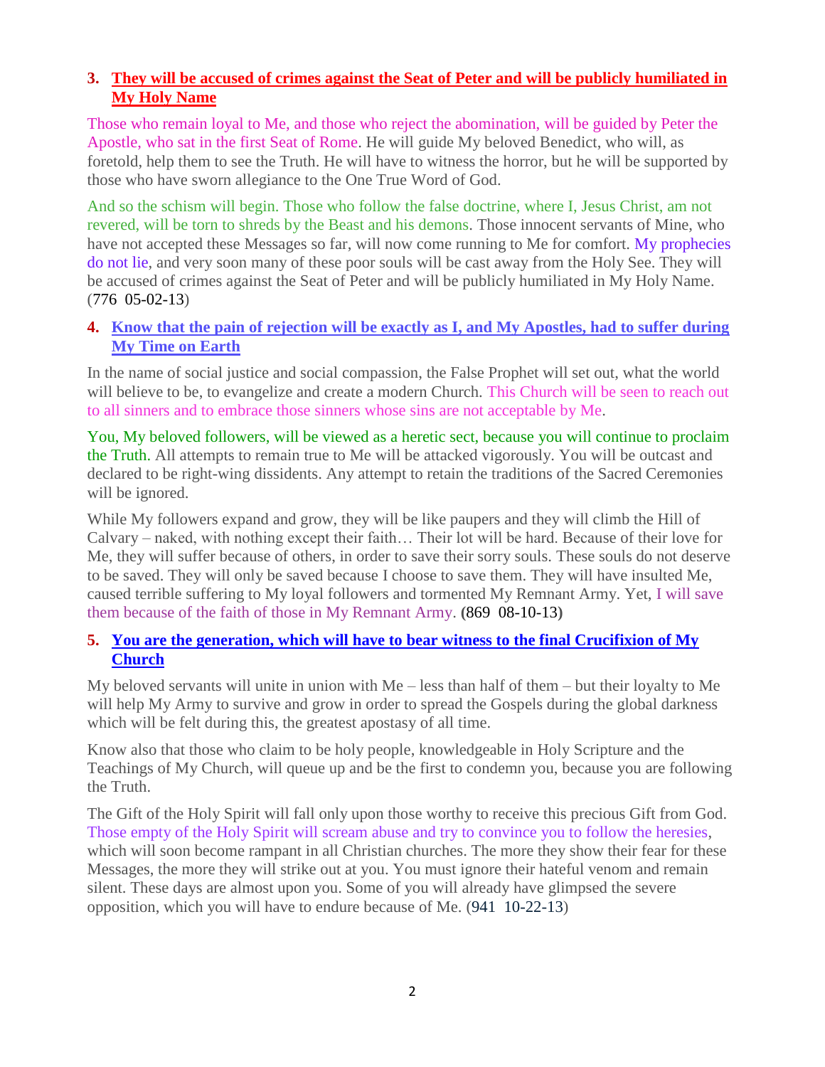3. **They will be accused of crimes against the Seat of Peter and will be publicly humiliated in My Holy Name**

Those who remain loyal to Me, and those who reject the abomination, will be guided by Peter the Apostle, who sat in the first Seat of Rome. He will guide My beloved Benedict, who will, as foretold, help them to see the Truth. He will have to witness the horror, but he will be supported by those who have sworn allegiance to the One True Word of God.

And so the schism will begin. Those who follow the false doctrine, where I, Jesus Christ, am not revered, will be torn to shreds by the Beast and his demons. Those innocent servants of Mine, who have not accepted these Messages so far, will now come running to Me for comfort. My prophecies do not lie, and very soon many of these poor souls will be cast away from the Holy See. They will be accused of crimes against the Seat of Peter and will be publicly humiliated in My Holy Name. (776 05-02-13)

4. **Know that the pain of rejection will be exactly as I, and My Apostles, had to suffer during My Time on Earth**

In the name of social justice and social compassion, the False Prophet will set out, what the world will believe to be, to evangelize and create a modern Church. This Church will be seen to reach out to all sinners and to embrace those sinners whose sins are not acceptable by Me.

You, My beloved followers, will be viewed as a heretic sect, because you will continue to proclaim the Truth. All attempts to remain true to Me will be attacked vigorously. You will be outcast and declared to be right-wing dissidents. Any attempt to retain the traditions of the Sacred Ceremonies will be ignored.

While My followers expand and grow, they will be like paupers and they will climb the Hill of Calvary – naked, with nothing except their faith… Their lot will be hard. Because of their love for Me, they will suffer because of others, in order to save their sorry souls. These souls do not deserve to be saved. They will only be saved because I choose to save them. They will have insulted Me, caused terrible suffering to My loyal followers and tormented My Remnant Army. Yet, I will save them because of the faith of those in My Remnant Army. (869 08-10-13)

5. **You are the generation, which will have to bear witness to the final Crucifixion of My Church**

My beloved servants will unite in union with Me – less than half of them – but their loyalty to Me will help My Army to survive and grow in order to spread the Gospels during the global darkness which will be felt during this, the greatest apostasy of all time.

Know also that those who claim to be holy people, knowledgeable in Holy Scripture and the Teachings of My Church, will queue up and be the first to condemn you, because you are following the Truth.

The Gift of the Holy Spirit will fall only upon those worthy to receive this precious Gift from God. Those empty of the Holy Spirit will scream abuse and try to convince you to follow the heresies, which will soon become rampant in all Christian churches. The more they show their fear for these Messages, the more they will strike out at you. You must ignore their hateful venom and remain silent. These days are almost upon you. Some of you will already have glimpsed the severe opposition, which you will have to endure because of Me. (941 10-22-13)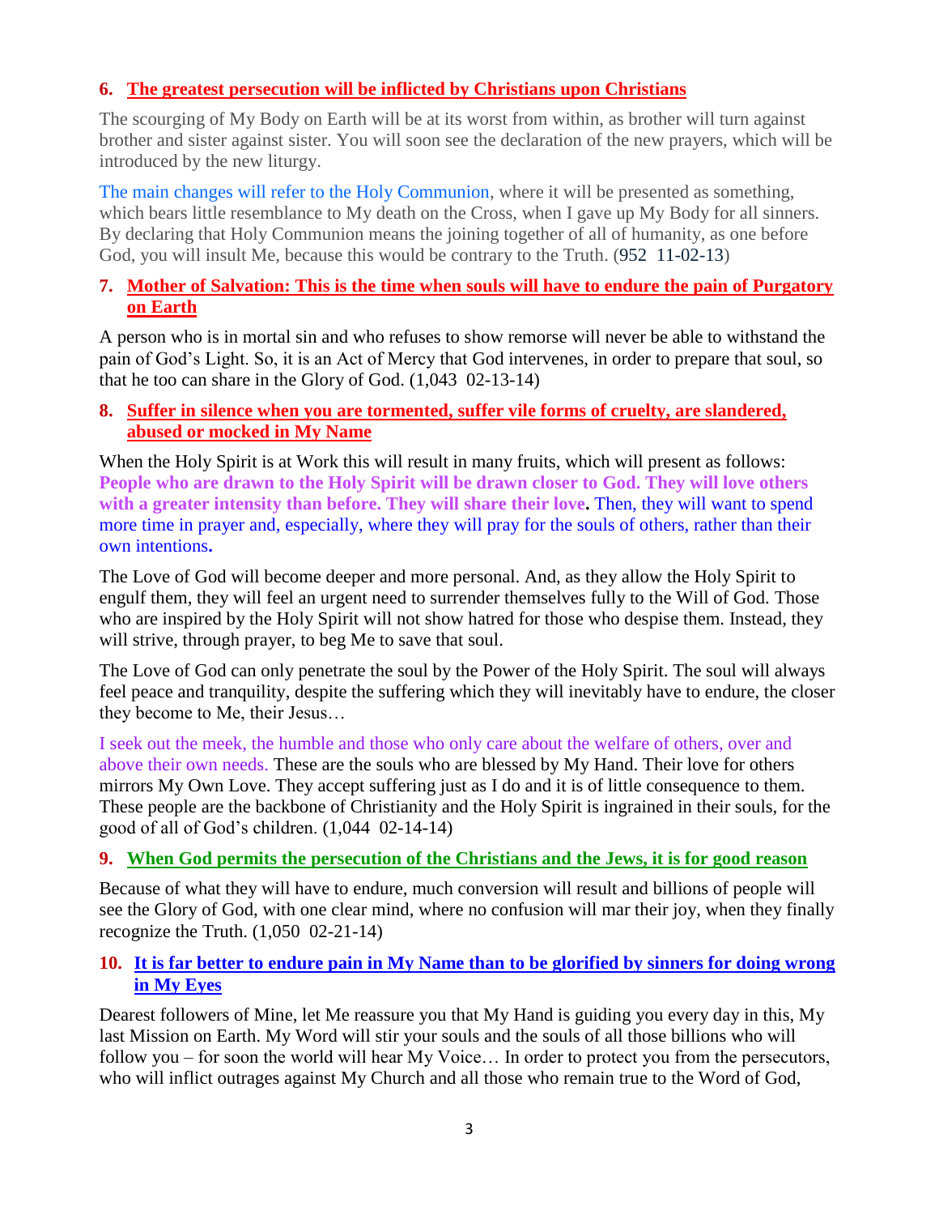6. **The greatest persecution will be inflicted by Christians upon Christians**

The scourging of My Body on Earth will be at its worst from within, as brother will turn against brother and sister against sister. You will soon see the declaration of the new prayers, which will be introduced by the new liturgy.

The main changes will refer to the Holy Communion, where it will be presented as something, which bears little resemblance to My death on the Cross, when I gave up My Body for all sinners. By declaring that Holy Communion means the joining together of all of humanity, as one before God, you will insult Me, because this would be contrary to the Truth. (952 11-02-13)

7. **Mother of Salvation: This is the time when souls will have to endure the pain of Purgatory on Earth**

A person who is in mortal sin and who refuses to show remorse will never be able to withstand the pain of God's Light. So, it is an Act of Mercy that God intervenes, in order to prepare that soul, so that he too can share in the Glory of God. (1,043 02-13-14)

8. **Suffer in silence when you are tormented, suffer vile forms of cruelty, are slandered, abused or mocked in My Name**

When the Holy Spirit is at Work this will result in many fruits, which will present as follows: **People who are drawn to the Holy Spirit will be drawn closer to God. They will love others with a greater intensity than before. They will share their love.** Then, they will want to spend more time in prayer and, especially, where they will pray for the souls of others, rather than their own intentions**.**

The Love of God will become deeper and more personal. And, as they allow the Holy Spirit to engulf them, they will feel an urgent need to surrender themselves fully to the Will of God. Those who are inspired by the Holy Spirit will not show hatred for those who despise them. Instead, they will strive, through prayer, to beg Me to save that soul.

The Love of God can only penetrate the soul by the Power of the Holy Spirit. The soul will always feel peace and tranquility, despite the suffering which they will inevitably have to endure, the closer they become to Me, their Jesus…

I seek out the meek, the humble and those who only care about the welfare of others, over and above their own needs. These are the souls who are blessed by My Hand. Their love for others mirrors My Own Love. They accept suffering just as I do and it is of little consequence to them. These people are the backbone of Christianity and the Holy Spirit is ingrained in their souls, for the good of all of God's children. (1,044 02-14-14)

9. **When God permits the persecution of the Christians and the Jews, it is for good reason**

Because of what they will have to endure, much conversion will result and billions of people will see the Glory of God, with one clear mind, where no confusion will mar their joy, when they finally recognize the Truth. (1,050 02-21-14)

10. **It is far better to endure pain in My Name than to be glorified by sinners for doing wrong in My Eyes**

Dearest followers of Mine, let Me reassure you that My Hand is guiding you every day in this, My last Mission on Earth. My Word will stir your souls and the souls of all those billions who will follow you – for soon the world will hear My Voice… In order to protect you from the persecutors, who will inflict outrages against My Church and all those who remain true to the Word of God,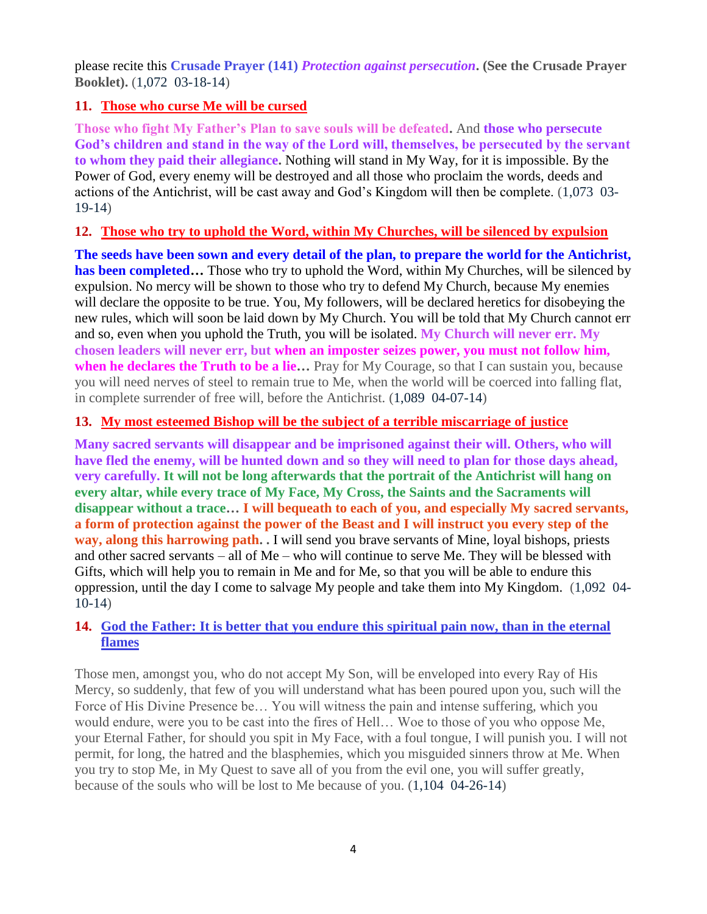please recite this **Crusade Prayer (141)** ***Protection against persecution*****. (See the Crusade Prayer Booklet).** (1,072 03-18-14)

**11. Those who curse Me will be cursed**

**Those who fight My Father's Plan to save souls will be defeated.** And **those who persecute God's children and stand in the way of the Lord will, themselves, be persecuted by the servant to whom they paid their allegiance.** Nothing will stand in My Way, for it is impossible. By the Power of God, every enemy will be destroyed and all those who proclaim the words, deeds and actions of the Antichrist, will be cast away and God's Kingdom will then be complete. (1,073 03-19-14)

**12. Those who try to uphold the Word, within My Churches, will be silenced by expulsion**

**The seeds have been sown and every detail of the plan, to prepare the world for the Antichrist, has been completed…** Those who try to uphold the Word, within My Churches, will be silenced by expulsion. No mercy will be shown to those who try to defend My Church, because My enemies will declare the opposite to be true. You, My followers, will be declared heretics for disobeying the new rules, which will soon be laid down by My Church. You will be told that My Church cannot err and so, even when you uphold the Truth, you will be isolated. **My Church will never err. My chosen leaders will never err, but when an imposter seizes power, you must not follow him, when he declares the Truth to be a lie…** Pray for My Courage, so that I can sustain you, because you will need nerves of steel to remain true to Me, when the world will be coerced into falling flat, in complete surrender of free will, before the Antichrist. (1,089 04-07-14)

**13. My most esteemed Bishop will be the subject of a terrible miscarriage of justice**

**Many sacred servants will disappear and be imprisoned against their will. Others, who will have fled the enemy, will be hunted down and so they will need to plan for those days ahead, very carefully. It will not be long afterwards that the portrait of the Antichrist will hang on every altar, while every trace of My Face, My Cross, the Saints and the Sacraments will disappear without a trace… I will bequeath to each of you, and especially My sacred servants, a form of protection against the power of the Beast and I will instruct you every step of the way, along this harrowing path. .** I will send you brave servants of Mine, loyal bishops, priests and other sacred servants – all of Me – who will continue to serve Me. They will be blessed with Gifts, which will help you to remain in Me and for Me, so that you will be able to endure this oppression, until the day I come to salvage My people and take them into My Kingdom. (1,092 04-10-14)

**14. God the Father: It is better that you endure this spiritual pain now, than in the eternal flames**

Those men, amongst you, who do not accept My Son, will be enveloped into every Ray of His Mercy, so suddenly, that few of you will understand what has been poured upon you, such will the Force of His Divine Presence be… You will witness the pain and intense suffering, which you would endure, were you to be cast into the fires of Hell… Woe to those of you who oppose Me, your Eternal Father, for should you spit in My Face, with a foul tongue, I will punish you. I will not permit, for long, the hatred and the blasphemies, which you misguided sinners throw at Me. When you try to stop Me, in My Quest to save all of you from the evil one, you will suffer greatly, because of the souls who will be lost to Me because of you. (1,104 04-26-14)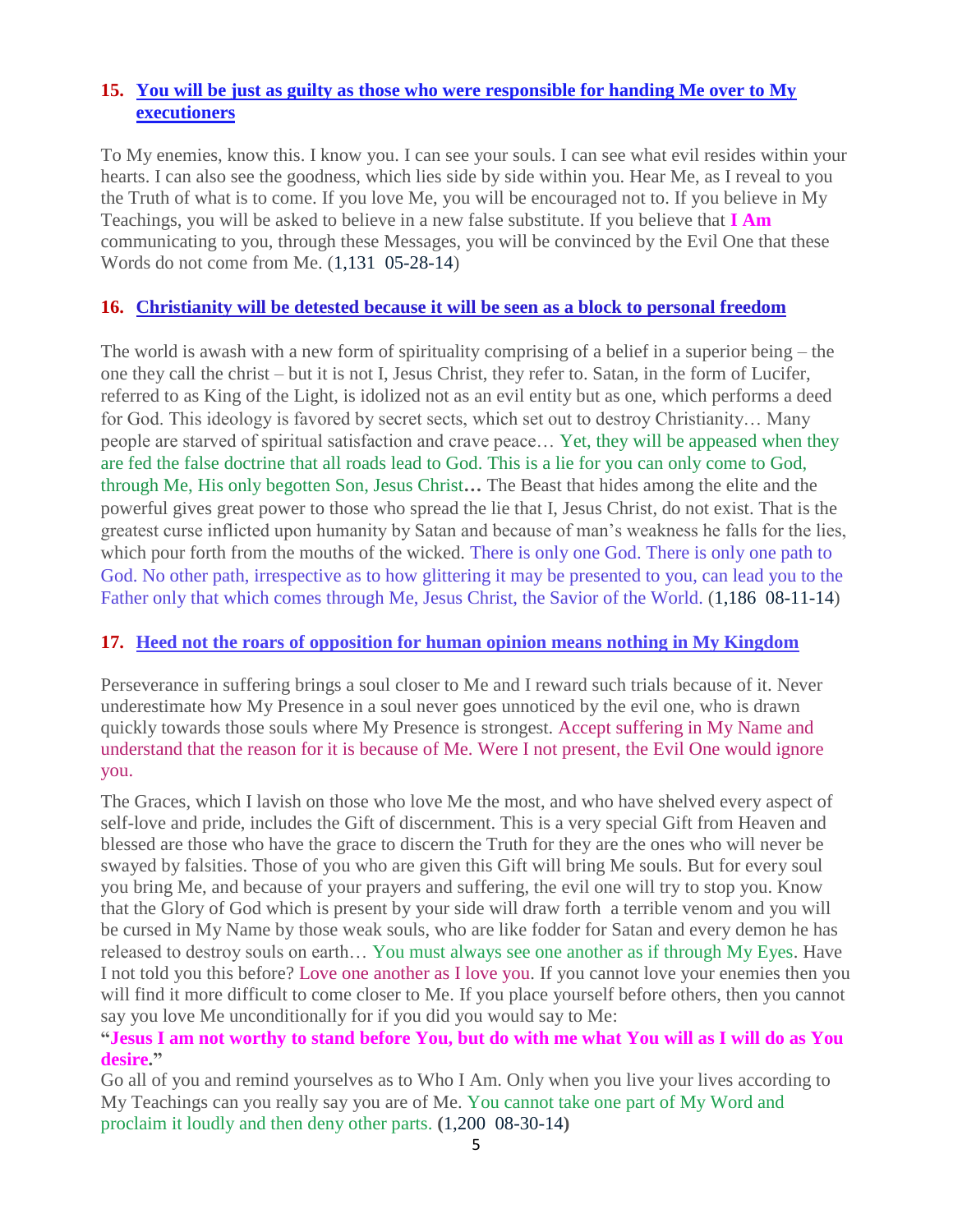### 15. [You will be just as guilty as those who were responsible for handing Me over to My executioners]

To My enemies, know this. I know you. I can see your souls. I can see what evil resides within your hearts. I can also see the goodness, which lies side by side within you. Hear Me, as I reveal to you the Truth of what is to come. If you love Me, you will be encouraged not to. If you believe in My Teachings, you will be asked to believe in a new false substitute. If you believe that **I Am** communicating to you, through these Messages, you will be convinced by the Evil One that these Words do not come from Me. (1,131  05-28-14)

### 16. [Christianity will be detested because it will be seen as a block to personal freedom]

The world is awash with a new form of spirituality comprising of a belief in a superior being – the one they call the christ – but it is not I, Jesus Christ, they refer to. Satan, in the form of Lucifer, referred to as King of the Light, is idolized not as an evil entity but as one, which performs a deed for God. This ideology is favored by secret sects, which set out to destroy Christianity… Many people are starved of spiritual satisfaction and crave peace… Yet, they will be appeased when they are fed the false doctrine that all roads lead to God. This is a lie for you can only come to God, through Me, His only begotten Son, Jesus Christ**…** The Beast that hides among the elite and the powerful gives great power to those who spread the lie that I, Jesus Christ, do not exist. That is the greatest curse inflicted upon humanity by Satan and because of man's weakness he falls for the lies, which pour forth from the mouths of the wicked. There is only one God. There is only one path to God. No other path, irrespective as to how glittering it may be presented to you, can lead you to the Father only that which comes through Me, Jesus Christ, the Savior of the World. (1,186  08-11-14)

### 17. [Heed not the roars of opposition for human opinion means nothing in My Kingdom]

Perseverance in suffering brings a soul closer to Me and I reward such trials because of it. Never underestimate how My Presence in a soul never goes unnoticed by the evil one, who is drawn quickly towards those souls where My Presence is strongest. Accept suffering in My Name and understand that the reason for it is because of Me. Were I not present, the Evil One would ignore you.

The Graces, which I lavish on those who love Me the most, and who have shelved every aspect of self-love and pride, includes the Gift of discernment. This is a very special Gift from Heaven and blessed are those who have the grace to discern the Truth for they are the ones who will never be swayed by falsities. Those of you who are given this Gift will bring Me souls. But for every soul you bring Me, and because of your prayers and suffering, the evil one will try to stop you. Know that the Glory of God which is present by your side will draw forth a terrible venom and you will be cursed in My Name by those weak souls, who are like fodder for Satan and every demon he has released to destroy souls on earth… You must always see one another as if through My Eyes. Have I not told you this before? Love one another as I love you. If you cannot love your enemies then you will find it more difficult to come closer to Me. If you place yourself before others, then you cannot say you love Me unconditionally for if you did you would say to Me:

**"Jesus I am not worthy to stand before You, but do with me what You will as I will do as You desire."**

Go all of you and remind yourselves as to Who I Am. Only when you live your lives according to My Teachings can you really say you are of Me. You cannot take one part of My Word and proclaim it loudly and then deny other parts. **(**1,200  08-30-14**)**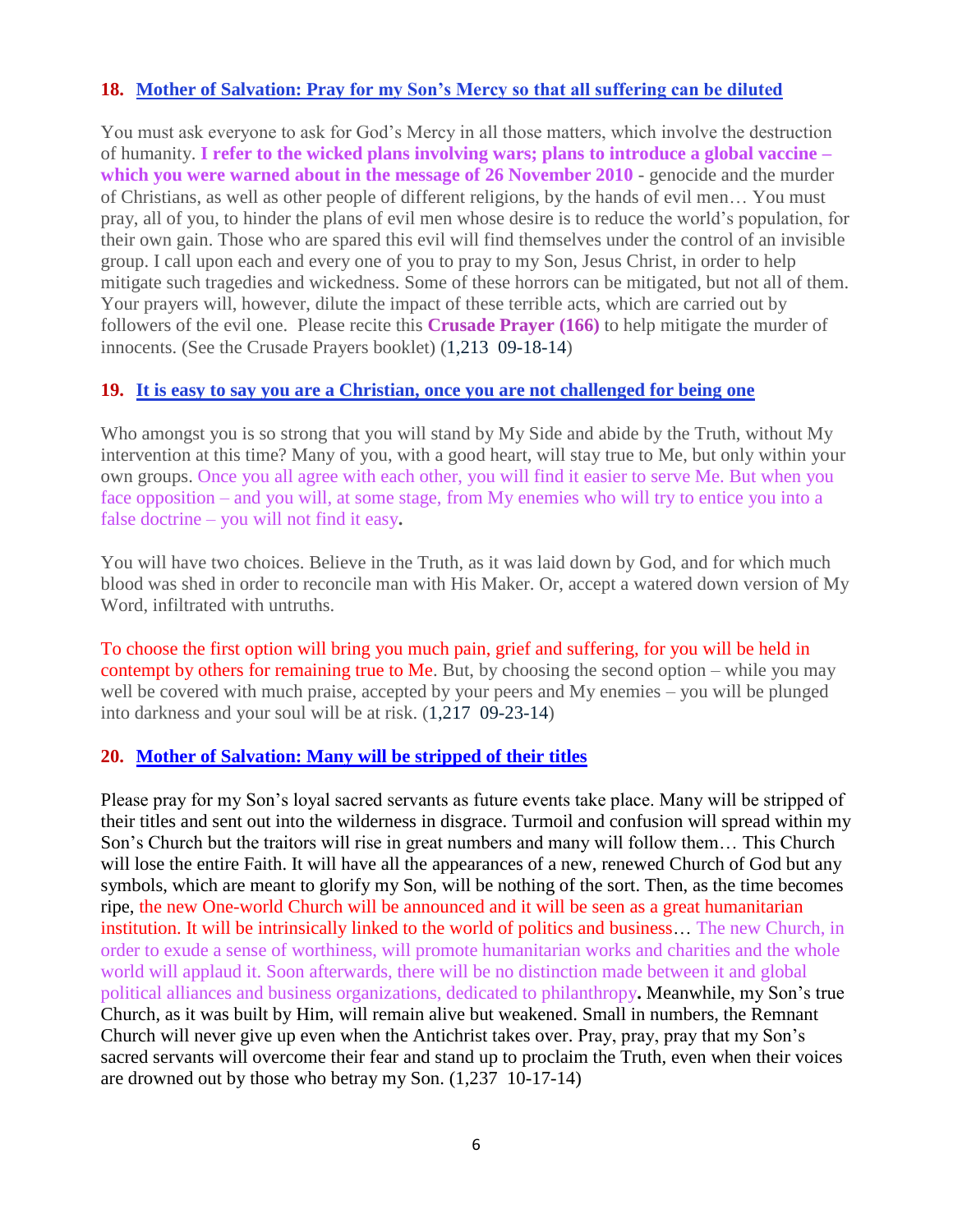**18. Mother of Salvation: Pray for my Son's Mercy so that all suffering can be diluted**

You must ask everyone to ask for God's Mercy in all those matters, which involve the destruction of humanity. **I refer to the wicked plans involving wars; plans to introduce a global vaccine – which you were warned about in the message of 26 November 2010** - genocide and the murder of Christians, as well as other people of different religions, by the hands of evil men… You must pray, all of you, to hinder the plans of evil men whose desire is to reduce the world's population, for their own gain. Those who are spared this evil will find themselves under the control of an invisible group. I call upon each and every one of you to pray to my Son, Jesus Christ, in order to help mitigate such tragedies and wickedness. Some of these horrors can be mitigated, but not all of them. Your prayers will, however, dilute the impact of these terrible acts, which are carried out by followers of the evil one. Please recite this **Crusade Prayer (166)** to help mitigate the murder of innocents. (See the Crusade Prayers booklet) (1,213 09-18-14)

**19. It is easy to say you are a Christian, once you are not challenged for being one**

Who amongst you is so strong that you will stand by My Side and abide by the Truth, without My intervention at this time? Many of you, with a good heart, will stay true to Me, but only within your own groups. Once you all agree with each other, you will find it easier to serve Me. But when you face opposition – and you will, at some stage, from My enemies who will try to entice you into a false doctrine – you will not find it easy.

You will have two choices. Believe in the Truth, as it was laid down by God, and for which much blood was shed in order to reconcile man with His Maker. Or, accept a watered down version of My Word, infiltrated with untruths.

To choose the first option will bring you much pain, grief and suffering, for you will be held in contempt by others for remaining true to Me. But, by choosing the second option – while you may well be covered with much praise, accepted by your peers and My enemies – you will be plunged into darkness and your soul will be at risk. (1,217 09-23-14)

**20. Mother of Salvation: Many will be stripped of their titles**

Please pray for my Son's loyal sacred servants as future events take place. Many will be stripped of their titles and sent out into the wilderness in disgrace. Turmoil and confusion will spread within my Son's Church but the traitors will rise in great numbers and many will follow them… This Church will lose the entire Faith. It will have all the appearances of a new, renewed Church of God but any symbols, which are meant to glorify my Son, will be nothing of the sort. Then, as the time becomes ripe, the new One-world Church will be announced and it will be seen as a great humanitarian institution. It will be intrinsically linked to the world of politics and business… The new Church, in order to exude a sense of worthiness, will promote humanitarian works and charities and the whole world will applaud it. Soon afterwards, there will be no distinction made between it and global political alliances and business organizations, dedicated to philanthropy**.** Meanwhile, my Son's true Church, as it was built by Him, will remain alive but weakened. Small in numbers, the Remnant Church will never give up even when the Antichrist takes over. Pray, pray, pray that my Son's sacred servants will overcome their fear and stand up to proclaim the Truth, even when their voices are drowned out by those who betray my Son. (1,237 10-17-14)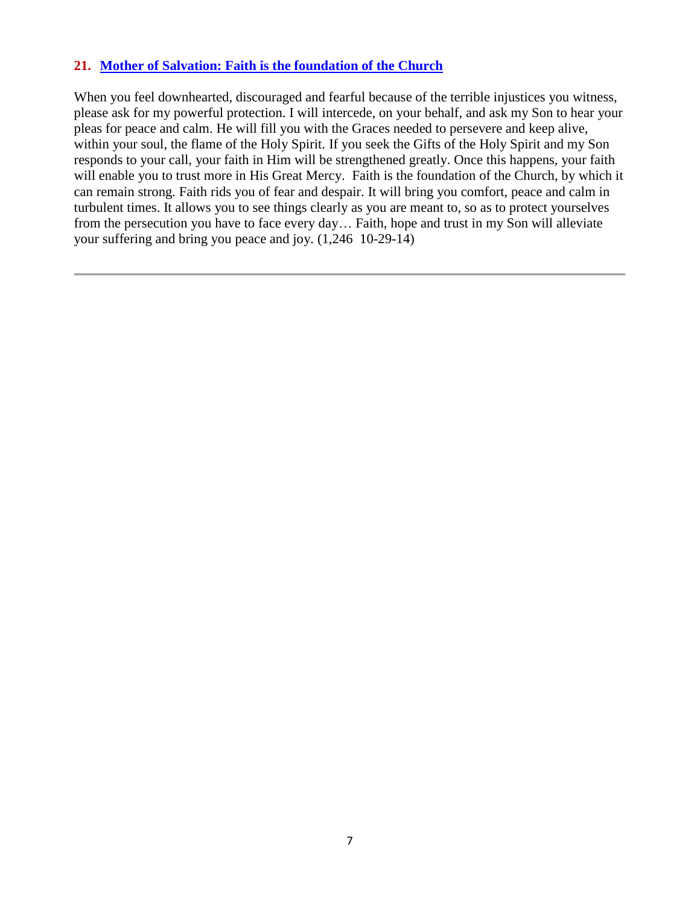**21. [Mother of Salvation: Faith is the foundation of the Church]()**

When you feel downhearted, discouraged and fearful because of the terrible injustices you witness, please ask for my powerful protection. I will intercede, on your behalf, and ask my Son to hear your pleas for peace and calm. He will fill you with the Graces needed to persevere and keep alive, within your soul, the flame of the Holy Spirit. If you seek the Gifts of the Holy Spirit and my Son responds to your call, your faith in Him will be strengthened greatly. Once this happens, your faith will enable you to trust more in His Great Mercy. Faith is the foundation of the Church, by which it can remain strong. Faith rids you of fear and despair. It will bring you comfort, peace and calm in turbulent times. It allows you to see things clearly as you are meant to, so as to protect yourselves from the persecution you have to face every day… Faith, hope and trust in my Son will alleviate your suffering and bring you peace and joy. (1,246 10-29-14)

---